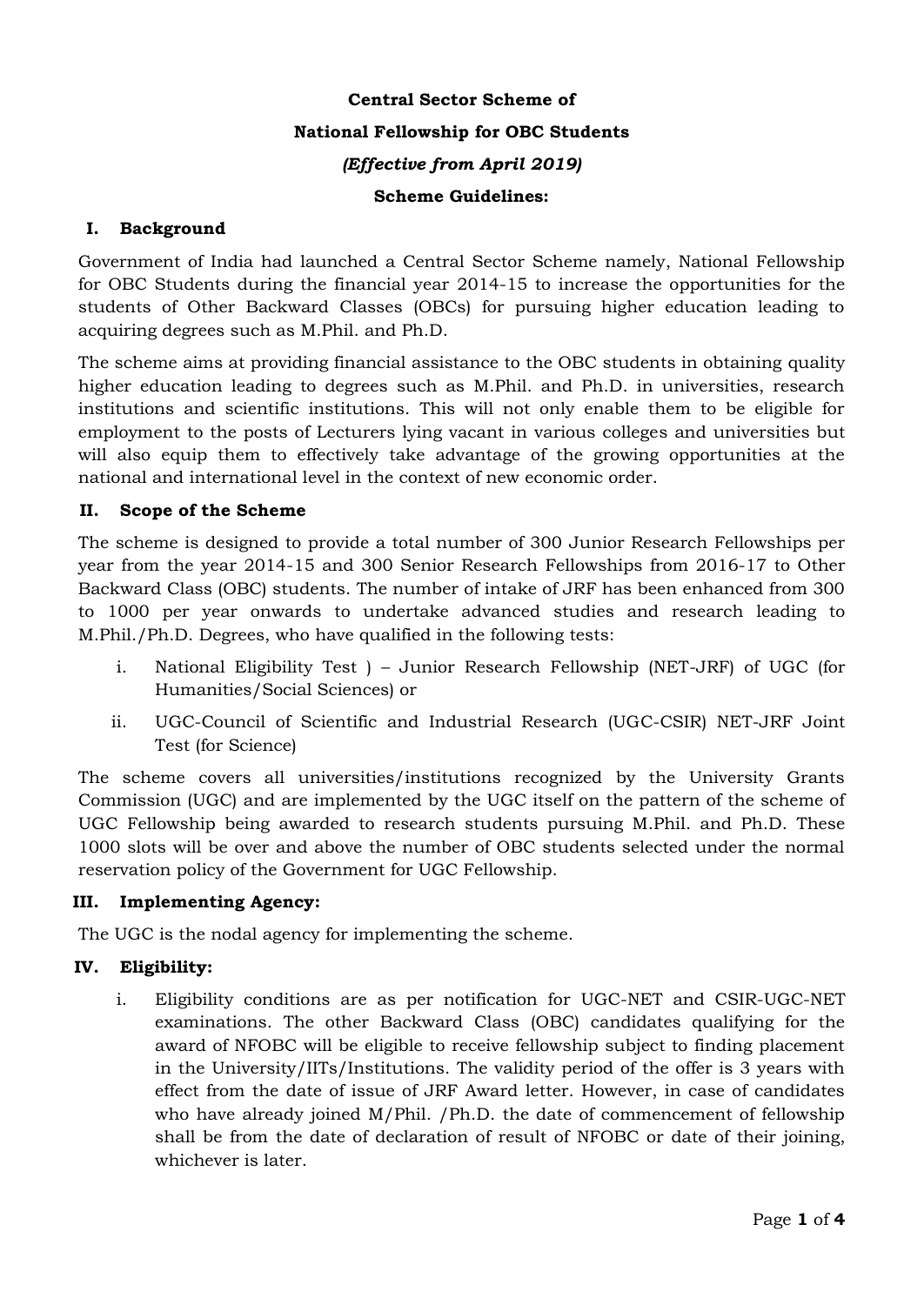**Central Sector Scheme of**

**National Fellowship for OBC Students**

***(Effective from April 2019)***

**Scheme Guidelines:**

## I. Background

Government of India had launched a Central Sector Scheme namely, National Fellowship for OBC Students during the financial year 2014-15 to increase the opportunities for the students of Other Backward Classes (OBCs) for pursuing higher education leading to acquiring degrees such as M.Phil. and Ph.D.

The scheme aims at providing financial assistance to the OBC students in obtaining quality higher education leading to degrees such as M.Phil. and Ph.D. in universities, research institutions and scientific institutions. This will not only enable them to be eligible for employment to the posts of Lecturers lying vacant in various colleges and universities but will also equip them to effectively take advantage of the growing opportunities at the national and international level in the context of new economic order.

## II. Scope of the Scheme

The scheme is designed to provide a total number of 300 Junior Research Fellowships per year from the year 2014-15 and 300 Senior Research Fellowships from 2016-17 to Other Backward Class (OBC) students. The number of intake of JRF has been enhanced from 300 to 1000 per year onwards to undertake advanced studies and research leading to M.Phil./Ph.D. Degrees, who have qualified in the following tests:

i. National Eligibility Test ) – Junior Research Fellowship (NET-JRF) of UGC (for Humanities/Social Sciences) or

ii. UGC-Council of Scientific and Industrial Research (UGC-CSIR) NET-JRF Joint Test (for Science)

The scheme covers all universities/institutions recognized by the University Grants Commission (UGC) and are implemented by the UGC itself on the pattern of the scheme of UGC Fellowship being awarded to research students pursuing M.Phil. and Ph.D. These 1000 slots will be over and above the number of OBC students selected under the normal reservation policy of the Government for UGC Fellowship.

## III. Implementing Agency:

The UGC is the nodal agency for implementing the scheme.

## IV. Eligibility:

i. Eligibility conditions are as per notification for UGC-NET and CSIR-UGC-NET examinations. The other Backward Class (OBC) candidates qualifying for the award of NFOBC will be eligible to receive fellowship subject to finding placement in the University/IITs/Institutions. The validity period of the offer is 3 years with effect from the date of issue of JRF Award letter. However, in case of candidates who have already joined M/Phil. /Ph.D. the date of commencement of fellowship shall be from the date of declaration of result of NFOBC or date of their joining, whichever is later.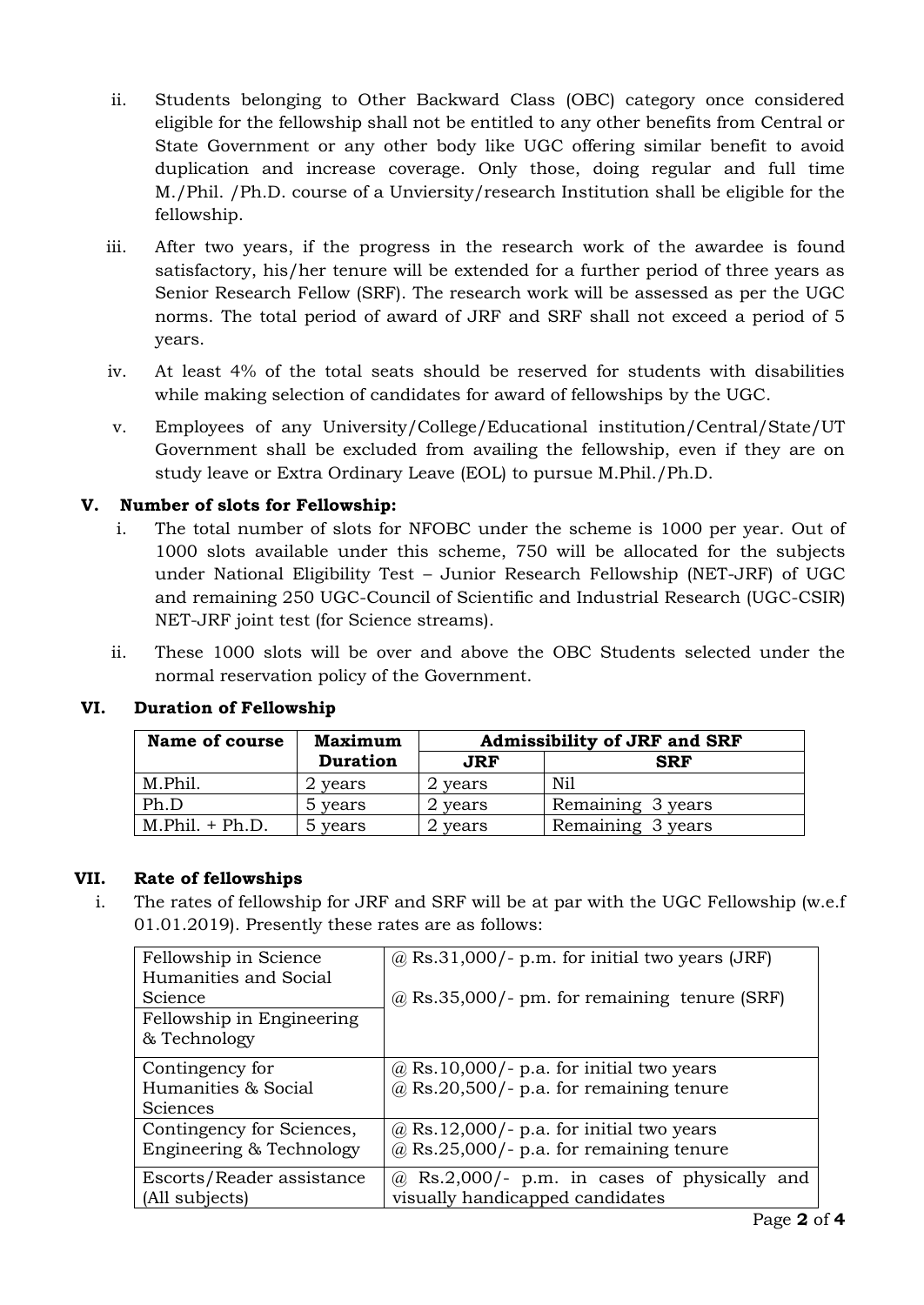ii. Students belonging to Other Backward Class (OBC) category once considered eligible for the fellowship shall not be entitled to any other benefits from Central or State Government or any other body like UGC offering similar benefit to avoid duplication and increase coverage. Only those, doing regular and full time M./Phil. /Ph.D. course of a Unviersity/research Institution shall be eligible for the fellowship.

iii. After two years, if the progress in the research work of the awardee is found satisfactory, his/her tenure will be extended for a further period of three years as Senior Research Fellow (SRF). The research work will be assessed as per the UGC norms. The total period of award of JRF and SRF shall not exceed a period of 5 years.

iv. At least 4% of the total seats should be reserved for students with disabilities while making selection of candidates for award of fellowships by the UGC.

v. Employees of any University/College/Educational institution/Central/State/UT Government shall be excluded from availing the fellowship, even if they are on study leave or Extra Ordinary Leave (EOL) to pursue M.Phil./Ph.D.

## V. Number of slots for Fellowship:

i. The total number of slots for NFOBC under the scheme is 1000 per year. Out of 1000 slots available under this scheme, 750 will be allocated for the subjects under National Eligibility Test – Junior Research Fellowship (NET-JRF) of UGC and remaining 250 UGC-Council of Scientific and Industrial Research (UGC-CSIR) NET-JRF joint test (for Science streams).

ii. These 1000 slots will be over and above the OBC Students selected under the normal reservation policy of the Government.

## VI. Duration of Fellowship

| Name of course | Maximum Duration | Admissibility of JRF and SRF | |
|---|---|---|---|
| | | **JRF** | **SRF** |
| M.Phil. | 2 years | 2 years | Nil |
| Ph.D | 5 years | 2 years | Remaining 3 years |
| M.Phil. + Ph.D. | 5 years | 2 years | Remaining 3 years |

## VII. Rate of fellowships

i. The rates of fellowship for JRF and SRF will be at par with the UGC Fellowship (w.e.f 01.01.2019). Presently these rates are as follows:

| | |
|---|---|
| Fellowship in Science Humanities and Social Science<br>Fellowship in Engineering & Technology | @ Rs.31,000/- p.m. for initial two years (JRF)<br>@ Rs.35,000/- pm. for remaining tenure (SRF) |
| Contingency for Humanities & Social Sciences | @ Rs.10,000/- p.a. for initial two years<br>@ Rs.20,500/- p.a. for remaining tenure |
| Contingency for Sciences, Engineering & Technology | @ Rs.12,000/- p.a. for initial two years<br>@ Rs.25,000/- p.a. for remaining tenure |
| Escorts/Reader assistance (All subjects) | @ Rs.2,000/- p.m. in cases of physically and visually handicapped candidates |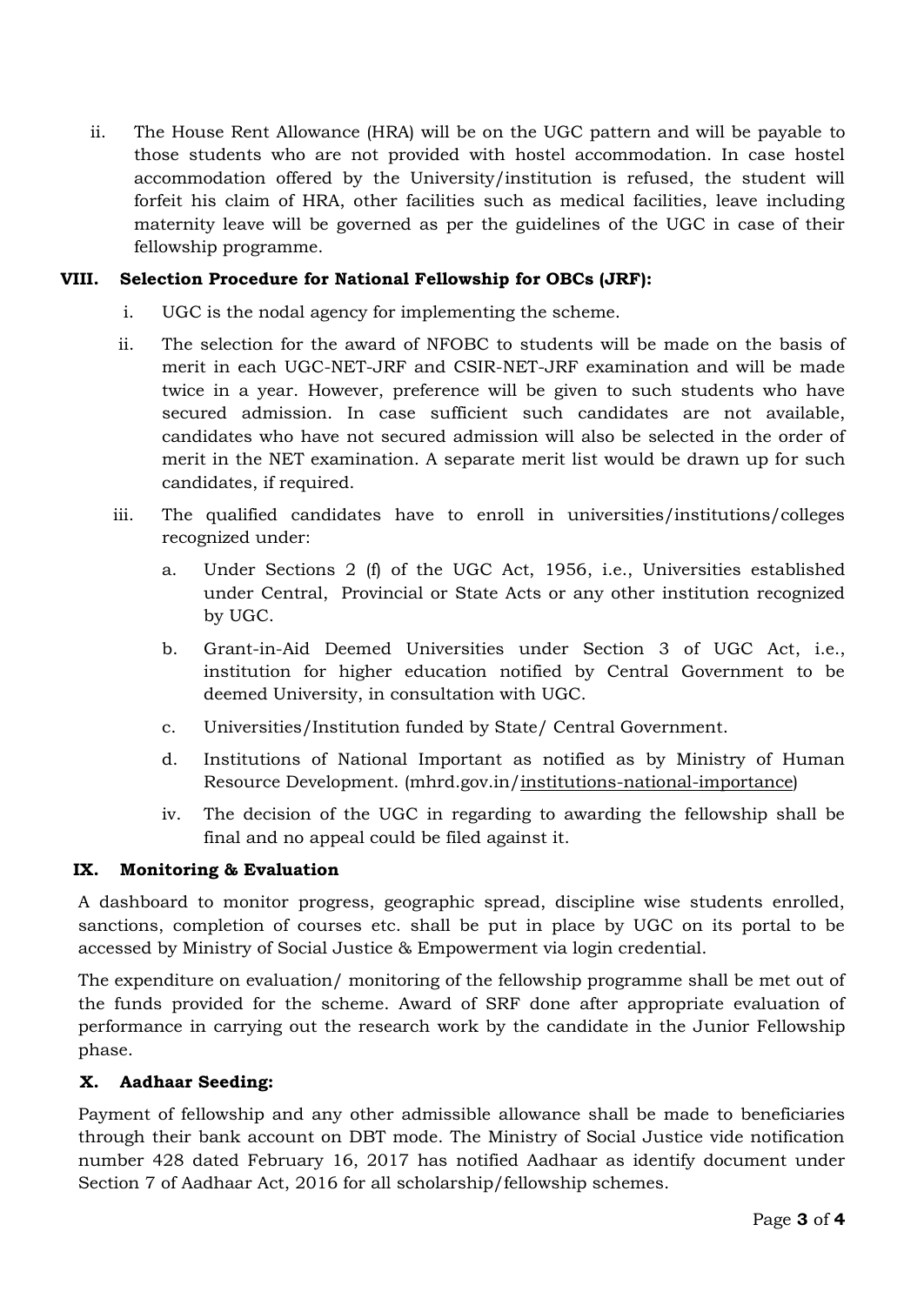ii. The House Rent Allowance (HRA) will be on the UGC pattern and will be payable to those students who are not provided with hostel accommodation. In case hostel accommodation offered by the University/institution is refused, the student will forfeit his claim of HRA, other facilities such as medical facilities, leave including maternity leave will be governed as per the guidelines of the UGC in case of their fellowship programme.

**VIII. Selection Procedure for National Fellowship for OBCs (JRF):**

i. UGC is the nodal agency for implementing the scheme.

ii. The selection for the award of NFOBC to students will be made on the basis of merit in each UGC-NET-JRF and CSIR-NET-JRF examination and will be made twice in a year. However, preference will be given to such students who have secured admission. In case sufficient such candidates are not available, candidates who have not secured admission will also be selected in the order of merit in the NET examination. A separate merit list would be drawn up for such candidates, if required.

iii. The qualified candidates have to enroll in universities/institutions/colleges recognized under:

a. Under Sections 2 (f) of the UGC Act, 1956, i.e., Universities established under Central, Provincial or State Acts or any other institution recognized by UGC.

b. Grant-in-Aid Deemed Universities under Section 3 of UGC Act, i.e., institution for higher education notified by Central Government to be deemed University, in consultation with UGC.

c. Universities/Institution funded by State/ Central Government.

d. Institutions of National Important as notified as by Ministry of Human Resource Development. (mhrd.gov.in/institutions-national-importance)

iv. The decision of the UGC in regarding to awarding the fellowship shall be final and no appeal could be filed against it.

**IX. Monitoring & Evaluation**

A dashboard to monitor progress, geographic spread, discipline wise students enrolled, sanctions, completion of courses etc. shall be put in place by UGC on its portal to be accessed by Ministry of Social Justice & Empowerment via login credential.

The expenditure on evaluation/ monitoring of the fellowship programme shall be met out of the funds provided for the scheme. Award of SRF done after appropriate evaluation of performance in carrying out the research work by the candidate in the Junior Fellowship phase.

**X. Aadhaar Seeding:**

Payment of fellowship and any other admissible allowance shall be made to beneficiaries through their bank account on DBT mode. The Ministry of Social Justice vide notification number 428 dated February 16, 2017 has notified Aadhaar as identify document under Section 7 of Aadhaar Act, 2016 for all scholarship/fellowship schemes.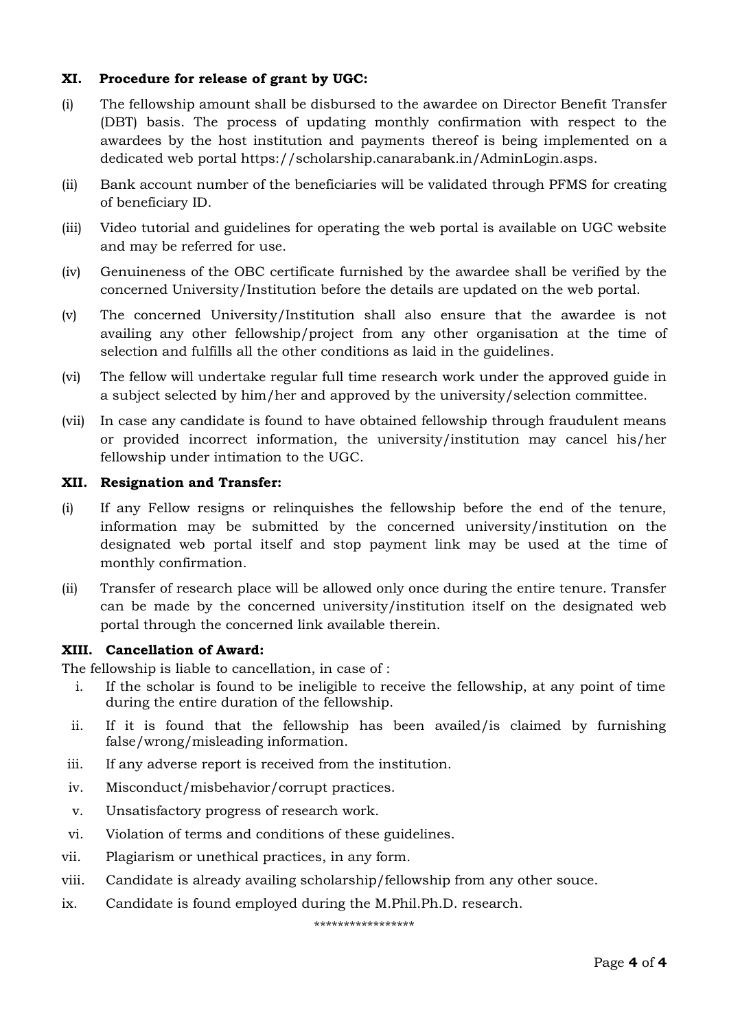### XI. Procedure for release of grant by UGC:

(i) The fellowship amount shall be disbursed to the awardee on Director Benefit Transfer (DBT) basis. The process of updating monthly confirmation with respect to the awardees by the host institution and payments thereof is being implemented on a dedicated web portal https://scholarship.canarabank.in/AdminLogin.asps.

(ii) Bank account number of the beneficiaries will be validated through PFMS for creating of beneficiary ID.

(iii) Video tutorial and guidelines for operating the web portal is available on UGC website and may be referred for use.

(iv) Genuineness of the OBC certificate furnished by the awardee shall be verified by the concerned University/Institution before the details are updated on the web portal.

(v) The concerned University/Institution shall also ensure that the awardee is not availing any other fellowship/project from any other organisation at the time of selection and fulfills all the other conditions as laid in the guidelines.

(vi) The fellow will undertake regular full time research work under the approved guide in a subject selected by him/her and approved by the university/selection committee.

(vii) In case any candidate is found to have obtained fellowship through fraudulent means or provided incorrect information, the university/institution may cancel his/her fellowship under intimation to the UGC.

### XII. Resignation and Transfer:

(i) If any Fellow resigns or relinquishes the fellowship before the end of the tenure, information may be submitted by the concerned university/institution on the designated web portal itself and stop payment link may be used at the time of monthly confirmation.

(ii) Transfer of research place will be allowed only once during the entire tenure. Transfer can be made by the concerned university/institution itself on the designated web portal through the concerned link available therein.

### XIII. Cancellation of Award:

The fellowship is liable to cancellation, in case of :

i. If the scholar is found to be ineligible to receive the fellowship, at any point of time during the entire duration of the fellowship.

ii. If it is found that the fellowship has been availed/is claimed by furnishing false/wrong/misleading information.

iii. If any adverse report is received from the institution.

iv. Misconduct/misbehavior/corrupt practices.

v. Unsatisfactory progress of research work.

vi. Violation of terms and conditions of these guidelines.

vii. Plagiarism or unethical practices, in any form.

viii. Candidate is already availing scholarship/fellowship from any other souce.

ix. Candidate is found employed during the M.Phil.Ph.D. research.

*****************